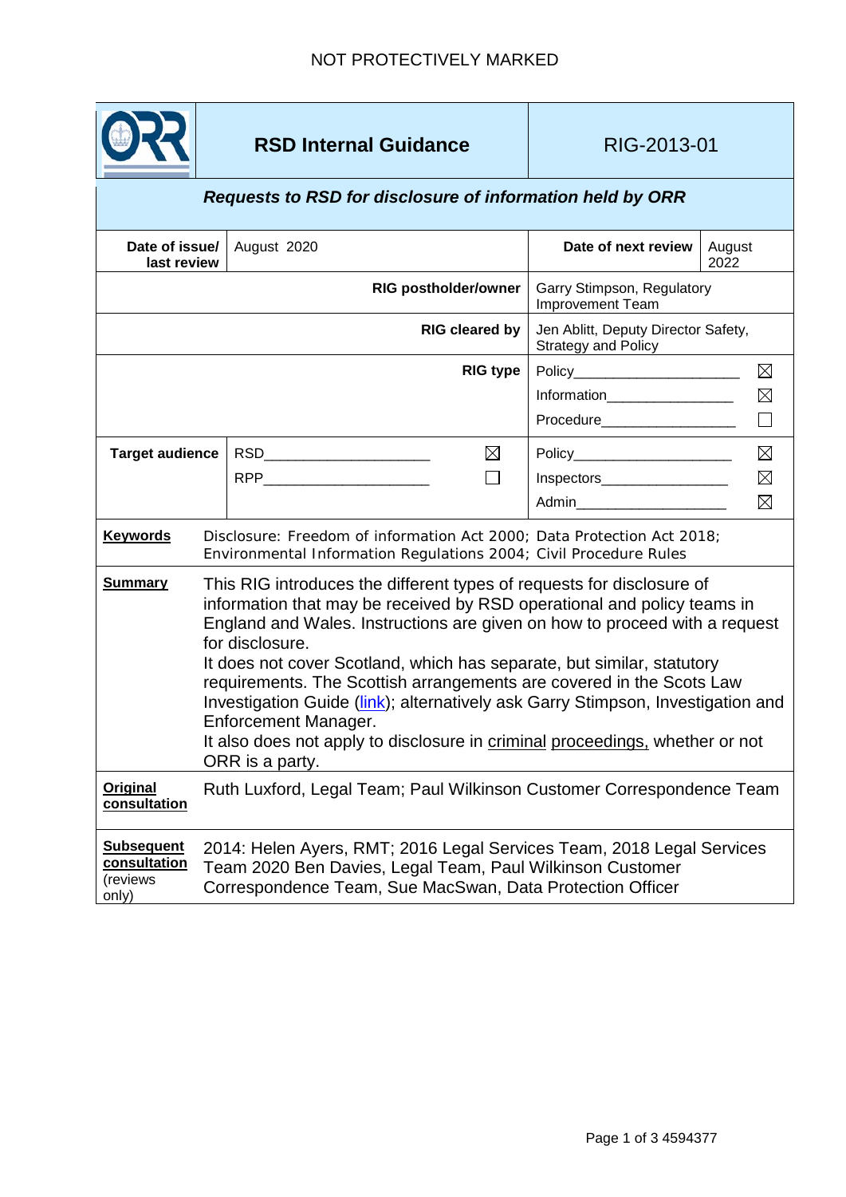NOT PROTECTIVELY MARKED

| ORR | **RSD Internal Guidance** | RIG-2013-01 | |
|---|---|---|---|

***Requests to RSD for disclosure of information held by ORR***

| | | | |
|---|---|---|---|
| **Date of issue/ last review** | August 2020 | **Date of next review** | August 2022 |
| | **RIG postholder/owner** | Garry Stimpson, Regulatory Improvement Team | |
| | **RIG cleared by** | Jen Ablitt, Deputy Director Safety, Strategy and Policy | |
| | **RIG type** | Policy ☒<br>Information ☒<br>Procedure ☐ | |
| **Target audience** | RSD ☒<br>RPP ☐ | Policy ☒<br>Inspectors ☒<br>Admin ☒ | |

| | |
|---|---|
| **Keywords** | Disclosure: Freedom of information Act 2000; Data Protection Act 2018; Environmental Information Regulations 2004; Civil Procedure Rules |
| **Summary** | This RIG introduces the different types of requests for disclosure of information that may be received by RSD operational and policy teams in England and Wales. Instructions are given on how to proceed with a request for disclosure.<br>It does not cover Scotland, which has separate, but similar, statutory requirements. The Scottish arrangements are covered in the Scots Law Investigation Guide (link); alternatively ask Garry Stimpson, Investigation and Enforcement Manager.<br>It also does not apply to disclosure in criminal proceedings, whether or not ORR is a party. |
| **Original consultation** | Ruth Luxford, Legal Team; Paul Wilkinson Customer Correspondence Team |
| **Subsequent consultation** (reviews only) | 2014: Helen Ayers, RMT; 2016 Legal Services Team, 2018 Legal Services Team 2020 Ben Davies, Legal Team, Paul Wilkinson Customer Correspondence Team, Sue MacSwan, Data Protection Officer |

4594377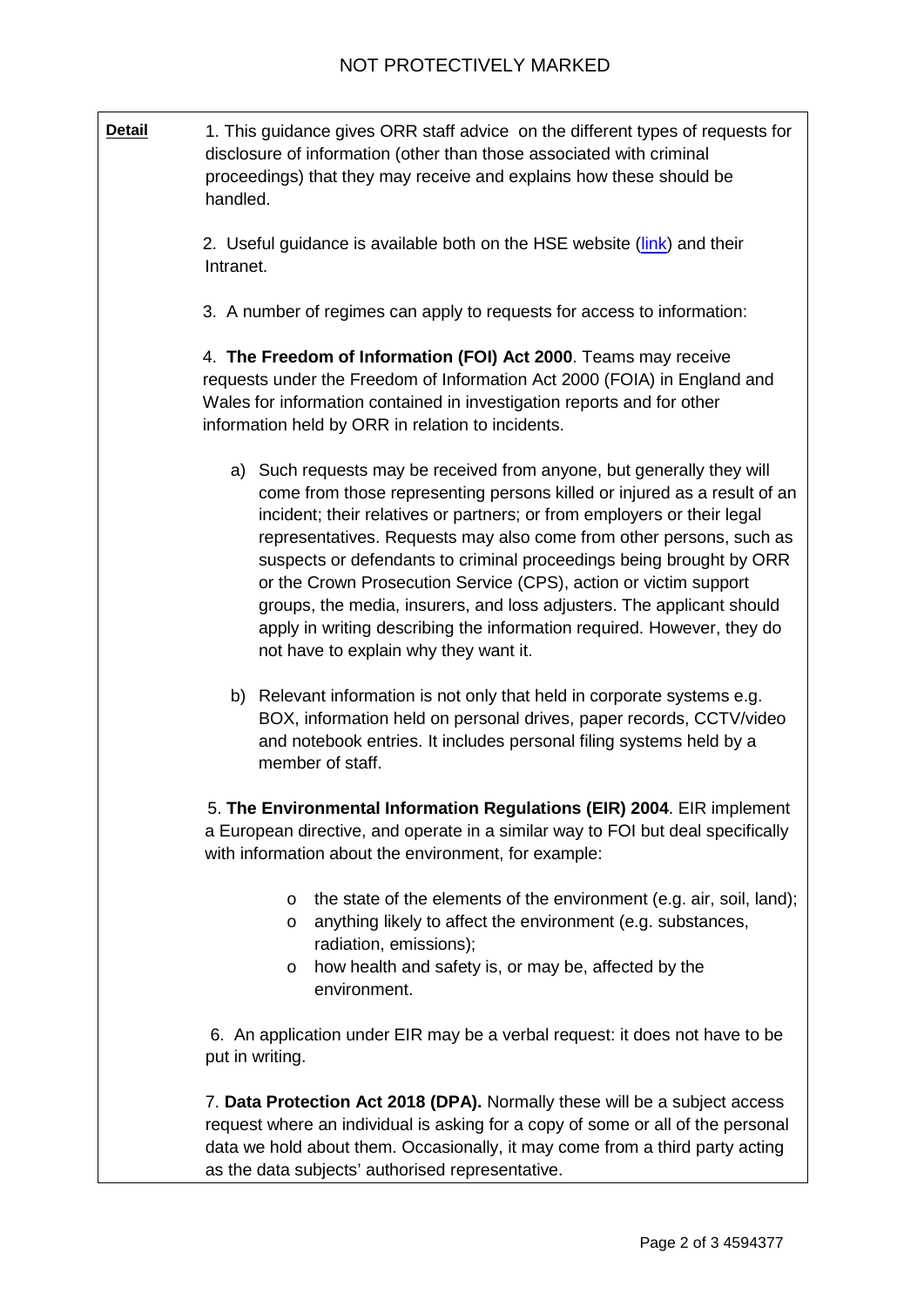**Detail**

1. This guidance gives ORR staff advice on the different types of requests for disclosure of information (other than those associated with criminal proceedings) that they may receive and explains how these should be handled.

2. Useful guidance is available both on the HSE website ([link]) and their Intranet.

3. A number of regimes can apply to requests for access to information:

4. **The Freedom of Information (FOI) Act 2000**. Teams may receive requests under the Freedom of Information Act 2000 (FOIA) in England and Wales for information contained in investigation reports and for other information held by ORR in relation to incidents.

   a) Such requests may be received from anyone, but generally they will come from those representing persons killed or injured as a result of an incident; their relatives or partners; or from employers or their legal representatives. Requests may also come from other persons, such as suspects or defendants to criminal proceedings being brought by ORR or the Crown Prosecution Service (CPS), action or victim support groups, the media, insurers, and loss adjusters. The applicant should apply in writing describing the information required. However, they do not have to explain why they want it.

   b) Relevant information is not only that held in corporate systems e.g. BOX, information held on personal drives, paper records, CCTV/video and notebook entries. It includes personal filing systems held by a member of staff.

5. **The Environmental Information Regulations (EIR) 2004**. EIR implement a European directive, and operate in a similar way to FOI but deal specifically with information about the environment, for example:

   - the state of the elements of the environment (e.g. air, soil, land);
   - anything likely to affect the environment (e.g. substances, radiation, emissions);
   - how health and safety is, or may be, affected by the environment.

6. An application under EIR may be a verbal request: it does not have to be put in writing.

7. **Data Protection Act 2018 (DPA).** Normally these will be a subject access request where an individual is asking for a copy of some or all of the personal data we hold about them. Occasionally, it may come from a third party acting as the data subjects' authorised representative.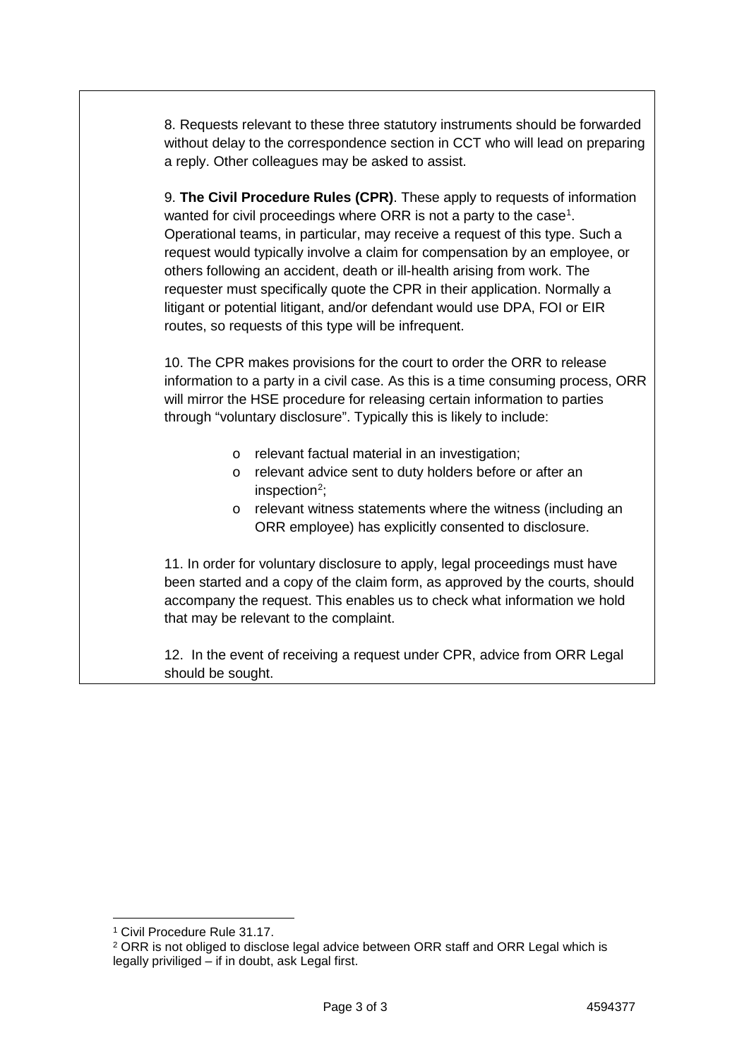8. Requests relevant to these three statutory instruments should be forwarded without delay to the correspondence section in CCT who will lead on preparing a reply. Other colleagues may be asked to assist.

9. **The Civil Procedure Rules (CPR)**. These apply to requests of information wanted for civil proceedings where ORR is not a party to the case[1]. Operational teams, in particular, may receive a request of this type. Such a request would typically involve a claim for compensation by an employee, or others following an accident, death or ill-health arising from work. The requester must specifically quote the CPR in their application. Normally a litigant or potential litigant, and/or defendant would use DPA, FOI or EIR routes, so requests of this type will be infrequent.

10. The CPR makes provisions for the court to order the ORR to release information to a party in a civil case. As this is a time consuming process, ORR will mirror the HSE procedure for releasing certain information to parties through "voluntary disclosure". Typically this is likely to include:

- relevant factual material in an investigation;
- relevant advice sent to duty holders before or after an inspection[2];
- relevant witness statements where the witness (including an ORR employee) has explicitly consented to disclosure.

11. In order for voluntary disclosure to apply, legal proceedings must have been started and a copy of the claim form, as approved by the courts, should accompany the request. This enables us to check what information we hold that may be relevant to the complaint.

12. In the event of receiving a request under CPR, advice from ORR Legal should be sought.

---

[1] Civil Procedure Rule 31.17.

[2] ORR is not obliged to disclose legal advice between ORR staff and ORR Legal which is legally priviliged – if in doubt, ask Legal first.

4594377